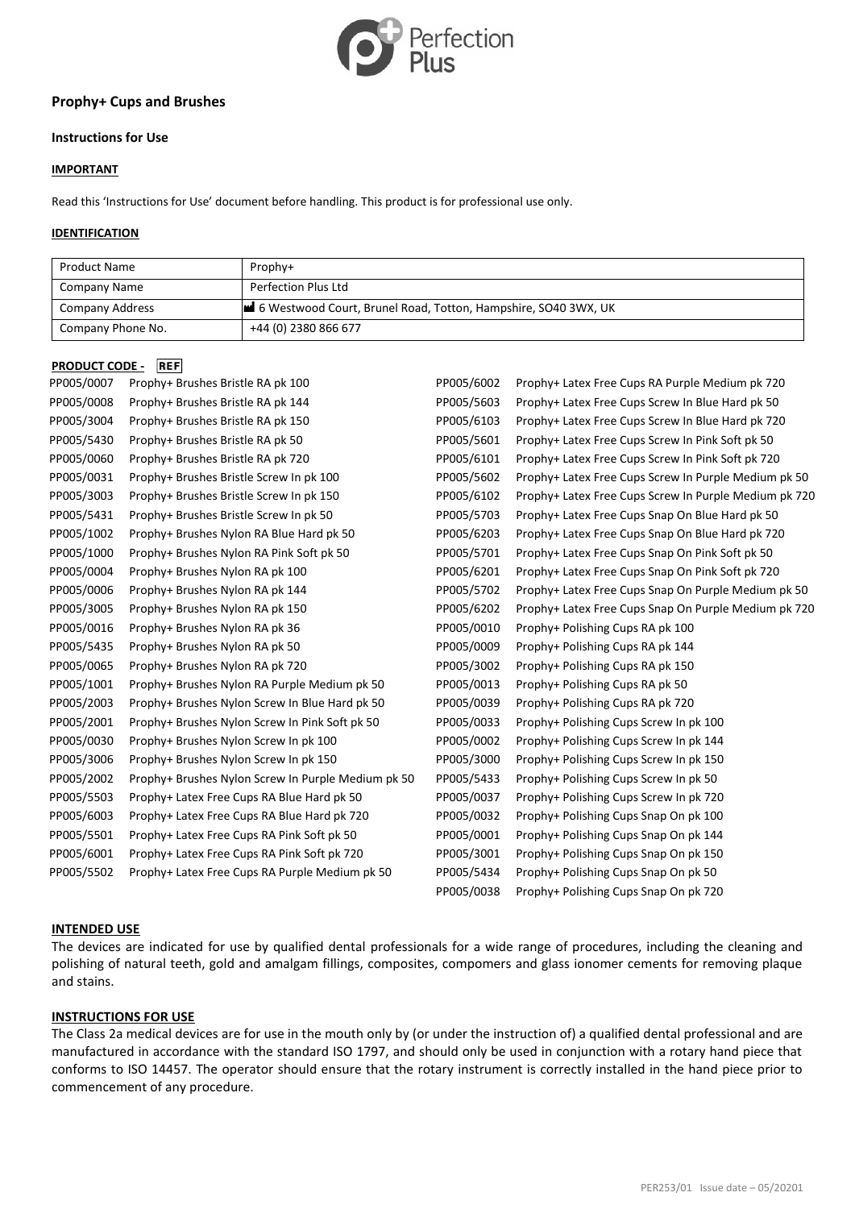## Prophy+ Cups and Brushes

### Instructions for Use

**IMPORTANT**

Read this 'Instructions for Use' document before handling. This product is for professional use only.

**IDENTIFICATION**

| Product Name | Prophy+ |
|---|---|
| Company Name | Perfection Plus Ltd |
| Company Address | 6 Westwood Court, Brunel Road, Totton, Hampshire, SO40 3WX, UK |
| Company Phone No. | +44 (0) 2380 866 677 |

**PRODUCT CODE - REF**

| Code | Description |
|---|---|
| PP005/0007 | Prophy+ Brushes Bristle RA pk 100 |
| PP005/0008 | Prophy+ Brushes Bristle RA pk 144 |
| PP005/3004 | Prophy+ Brushes Bristle RA pk 150 |
| PP005/5430 | Prophy+ Brushes Bristle RA pk 50 |
| PP005/0060 | Prophy+ Brushes Bristle RA pk 720 |
| PP005/0031 | Prophy+ Brushes Bristle Screw In pk 100 |
| PP005/3003 | Prophy+ Brushes Bristle Screw In pk 150 |
| PP005/5431 | Prophy+ Brushes Bristle Screw In pk 50 |
| PP005/1002 | Prophy+ Brushes Nylon RA Blue Hard pk 50 |
| PP005/1000 | Prophy+ Brushes Nylon RA Pink Soft pk 50 |
| PP005/0004 | Prophy+ Brushes Nylon RA pk 100 |
| PP005/0006 | Prophy+ Brushes Nylon RA pk 144 |
| PP005/3005 | Prophy+ Brushes Nylon RA pk 150 |
| PP005/0016 | Prophy+ Brushes Nylon RA pk 36 |
| PP005/5435 | Prophy+ Brushes Nylon RA pk 50 |
| PP005/0065 | Prophy+ Brushes Nylon RA pk 720 |
| PP005/1001 | Prophy+ Brushes Nylon RA Purple Medium pk 50 |
| PP005/2003 | Prophy+ Brushes Nylon Screw In Blue Hard pk 50 |
| PP005/2001 | Prophy+ Brushes Nylon Screw In Pink Soft pk 50 |
| PP005/0030 | Prophy+ Brushes Nylon Screw In pk 100 |
| PP005/3006 | Prophy+ Brushes Nylon Screw In pk 150 |
| PP005/2002 | Prophy+ Brushes Nylon Screw In Purple Medium pk 50 |
| PP005/5503 | Prophy+ Latex Free Cups RA Blue Hard pk 50 |
| PP005/6003 | Prophy+ Latex Free Cups RA Blue Hard pk 720 |
| PP005/5501 | Prophy+ Latex Free Cups RA Pink Soft pk 50 |
| PP005/6001 | Prophy+ Latex Free Cups RA Pink Soft pk 720 |
| PP005/5502 | Prophy+ Latex Free Cups RA Purple Medium pk 50 |
| PP005/6002 | Prophy+ Latex Free Cups RA Purple Medium pk 720 |
| PP005/5603 | Prophy+ Latex Free Cups Screw In Blue Hard pk 50 |
| PP005/6103 | Prophy+ Latex Free Cups Screw In Blue Hard pk 720 |
| PP005/5601 | Prophy+ Latex Free Cups Screw In Pink Soft pk 50 |
| PP005/6101 | Prophy+ Latex Free Cups Screw In Pink Soft pk 720 |
| PP005/5602 | Prophy+ Latex Free Cups Screw In Purple Medium pk 50 |
| PP005/6102 | Prophy+ Latex Free Cups Screw In Purple Medium pk 720 |
| PP005/5703 | Prophy+ Latex Free Cups Snap On Blue Hard pk 50 |
| PP005/6203 | Prophy+ Latex Free Cups Snap On Blue Hard pk 720 |
| PP005/5701 | Prophy+ Latex Free Cups Snap On Pink Soft pk 50 |
| PP005/6201 | Prophy+ Latex Free Cups Snap On Pink Soft pk 720 |
| PP005/5702 | Prophy+ Latex Free Cups Snap On Purple Medium pk 50 |
| PP005/6202 | Prophy+ Latex Free Cups Snap On Purple Medium pk 720 |
| PP005/0010 | Prophy+ Polishing Cups RA pk 100 |
| PP005/0009 | Prophy+ Polishing Cups RA pk 144 |
| PP005/3002 | Prophy+ Polishing Cups RA pk 150 |
| PP005/0013 | Prophy+ Polishing Cups RA pk 50 |
| PP005/0039 | Prophy+ Polishing Cups RA pk 720 |
| PP005/0033 | Prophy+ Polishing Cups Screw In pk 100 |
| PP005/0002 | Prophy+ Polishing Cups Screw In pk 144 |
| PP005/3000 | Prophy+ Polishing Cups Screw In pk 150 |
| PP005/5433 | Prophy+ Polishing Cups Screw In pk 50 |
| PP005/0037 | Prophy+ Polishing Cups Screw In pk 720 |
| PP005/0032 | Prophy+ Polishing Cups Snap On pk 100 |
| PP005/0001 | Prophy+ Polishing Cups Snap On pk 144 |
| PP005/3001 | Prophy+ Polishing Cups Snap On pk 150 |
| PP005/5434 | Prophy+ Polishing Cups Snap On pk 50 |
| PP005/0038 | Prophy+ Polishing Cups Snap On pk 720 |

**INTENDED USE**

The devices are indicated for use by qualified dental professionals for a wide range of procedures, including the cleaning and polishing of natural teeth, gold and amalgam fillings, composites, compomers and glass ionomer cements for removing plaque and stains.

**INSTRUCTIONS FOR USE**

The Class 2a medical devices are for use in the mouth only by (or under the instruction of) a qualified dental professional and are manufactured in accordance with the standard ISO 1797, and should only be used in conjunction with a rotary hand piece that conforms to ISO 14457. The operator should ensure that the rotary instrument is correctly installed in the hand piece prior to commencement of any procedure.

PER253/01 Issue date – 05/20201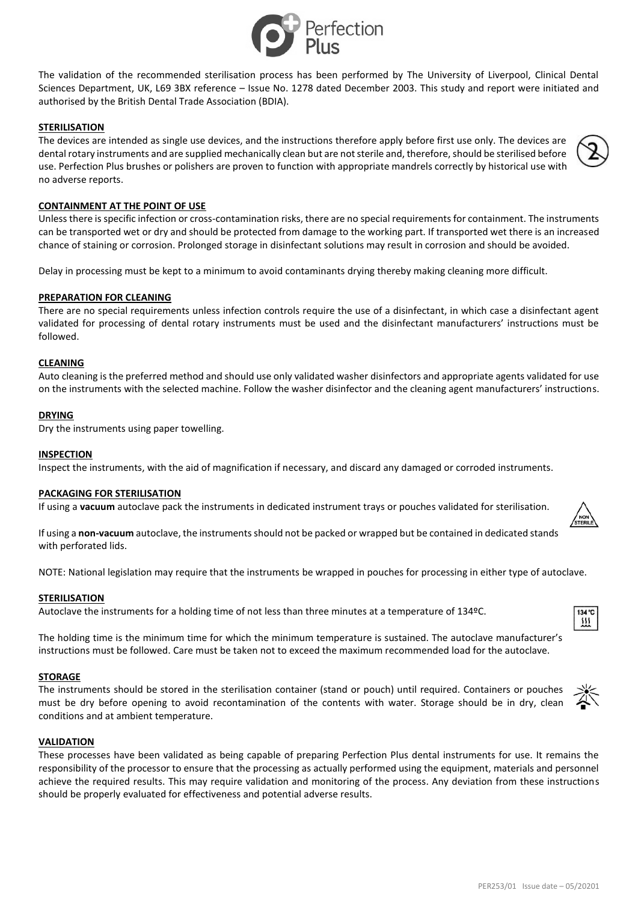The validation of the recommended sterilisation process has been performed by The University of Liverpool, Clinical Dental Sciences Department, UK, L69 3BX reference – Issue No. 1278 dated December 2003. This study and report were initiated and authorised by the British Dental Trade Association (BDIA).

## STERILISATION

The devices are intended as single use devices, and the instructions therefore apply before first use only. The devices are dental rotary instruments and are supplied mechanically clean but are not sterile and, therefore, should be sterilised before use. Perfection Plus brushes or polishers are proven to function with appropriate mandrels correctly by historical use with no adverse reports.

## CONTAINMENT AT THE POINT OF USE

Unless there is specific infection or cross-contamination risks, there are no special requirements for containment. The instruments can be transported wet or dry and should be protected from damage to the working part. If transported wet there is an increased chance of staining or corrosion. Prolonged storage in disinfectant solutions may result in corrosion and should be avoided.

Delay in processing must be kept to a minimum to avoid contaminants drying thereby making cleaning more difficult.

## PREPARATION FOR CLEANING

There are no special requirements unless infection controls require the use of a disinfectant, in which case a disinfectant agent validated for processing of dental rotary instruments must be used and the disinfectant manufacturers' instructions must be followed.

## CLEANING

Auto cleaning is the preferred method and should use only validated washer disinfectors and appropriate agents validated for use on the instruments with the selected machine. Follow the washer disinfector and the cleaning agent manufacturers' instructions.

## DRYING

Dry the instruments using paper towelling.

## INSPECTION

Inspect the instruments, with the aid of magnification if necessary, and discard any damaged or corroded instruments.

## PACKAGING FOR STERILISATION

If using a **vacuum** autoclave pack the instruments in dedicated instrument trays or pouches validated for sterilisation.

If using a **non-vacuum** autoclave, the instruments should not be packed or wrapped but be contained in dedicated stands with perforated lids.

NOTE: National legislation may require that the instruments be wrapped in pouches for processing in either type of autoclave.

## STERILISATION

Autoclave the instruments for a holding time of not less than three minutes at a temperature of 134ºC.

The holding time is the minimum time for which the minimum temperature is sustained. The autoclave manufacturer's instructions must be followed. Care must be taken not to exceed the maximum recommended load for the autoclave.

## STORAGE

The instruments should be stored in the sterilisation container (stand or pouch) until required. Containers or pouches must be dry before opening to avoid recontamination of the contents with water. Storage should be in dry, clean conditions and at ambient temperature.

## VALIDATION

These processes have been validated as being capable of preparing Perfection Plus dental instruments for use. It remains the responsibility of the processor to ensure that the processing as actually performed using the equipment, materials and personnel achieve the required results. This may require validation and monitoring of the process. Any deviation from these instructions should be properly evaluated for effectiveness and potential adverse results.

PER253/01 Issue date – 05/20201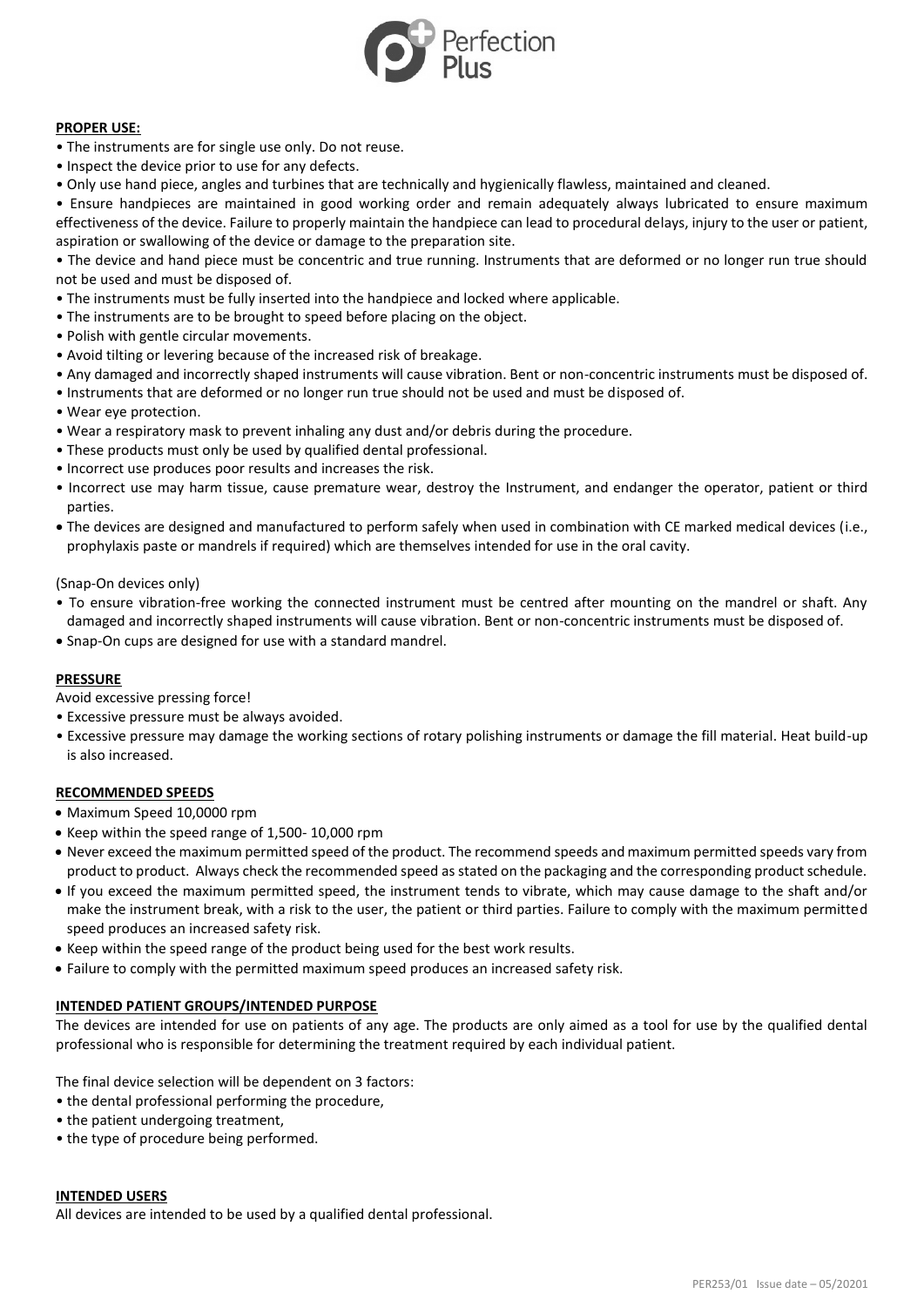**PROPER USE:**

- The instruments are for single use only. Do not reuse.
- Inspect the device prior to use for any defects.
- Only use hand piece, angles and turbines that are technically and hygienically flawless, maintained and cleaned.
- Ensure handpieces are maintained in good working order and remain adequately always lubricated to ensure maximum effectiveness of the device. Failure to properly maintain the handpiece can lead to procedural delays, injury to the user or patient, aspiration or swallowing of the device or damage to the preparation site.
- The device and hand piece must be concentric and true running. Instruments that are deformed or no longer run true should not be used and must be disposed of.
- The instruments must be fully inserted into the handpiece and locked where applicable.
- The instruments are to be brought to speed before placing on the object.
- Polish with gentle circular movements.
- Avoid tilting or levering because of the increased risk of breakage.
- Any damaged and incorrectly shaped instruments will cause vibration. Bent or non-concentric instruments must be disposed of.
- Instruments that are deformed or no longer run true should not be used and must be disposed of.
- Wear eye protection.
- Wear a respiratory mask to prevent inhaling any dust and/or debris during the procedure.
- These products must only be used by qualified dental professional.
- Incorrect use produces poor results and increases the risk.
- Incorrect use may harm tissue, cause premature wear, destroy the Instrument, and endanger the operator, patient or third parties.
- The devices are designed and manufactured to perform safely when used in combination with CE marked medical devices (i.e., prophylaxis paste or mandrels if required) which are themselves intended for use in the oral cavity.

(Snap-On devices only)

- To ensure vibration-free working the connected instrument must be centred after mounting on the mandrel or shaft. Any damaged and incorrectly shaped instruments will cause vibration. Bent or non-concentric instruments must be disposed of.
- Snap-On cups are designed for use with a standard mandrel.

**PRESSURE**

Avoid excessive pressing force!

- Excessive pressure must be always avoided.
- Excessive pressure may damage the working sections of rotary polishing instruments or damage the fill material. Heat build-up is also increased.

**RECOMMENDED SPEEDS**

- Maximum Speed 10,0000 rpm
- Keep within the speed range of 1,500- 10,000 rpm
- Never exceed the maximum permitted speed of the product. The recommend speeds and maximum permitted speeds vary from product to product. Always check the recommended speed as stated on the packaging and the corresponding product schedule.
- If you exceed the maximum permitted speed, the instrument tends to vibrate, which may cause damage to the shaft and/or make the instrument break, with a risk to the user, the patient or third parties. Failure to comply with the maximum permitted speed produces an increased safety risk.
- Keep within the speed range of the product being used for the best work results.
- Failure to comply with the permitted maximum speed produces an increased safety risk.

**INTENDED PATIENT GROUPS/INTENDED PURPOSE**

The devices are intended for use on patients of any age. The products are only aimed as a tool for use by the qualified dental professional who is responsible for determining the treatment required by each individual patient.

The final device selection will be dependent on 3 factors:

- the dental professional performing the procedure,
- the patient undergoing treatment,
- the type of procedure being performed.

**INTENDED USERS**

All devices are intended to be used by a qualified dental professional.

PER253/01 Issue date – 05/20201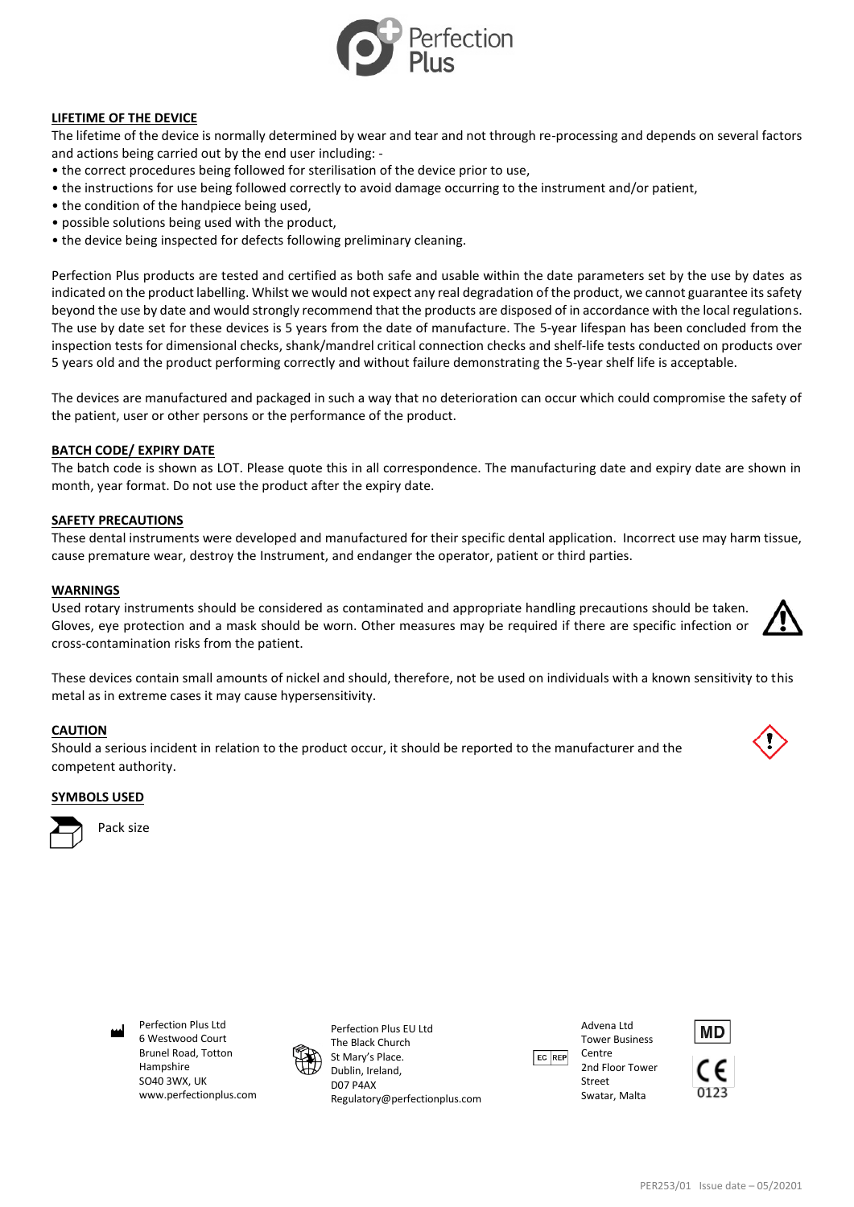## LIFETIME OF THE DEVICE

The lifetime of the device is normally determined by wear and tear and not through re-processing and depends on several factors and actions being carried out by the end user including: -

- the correct procedures being followed for sterilisation of the device prior to use,
- the instructions for use being followed correctly to avoid damage occurring to the instrument and/or patient,
- the condition of the handpiece being used,
- possible solutions being used with the product,
- the device being inspected for defects following preliminary cleaning.

Perfection Plus products are tested and certified as both safe and usable within the date parameters set by the use by dates as indicated on the product labelling. Whilst we would not expect any real degradation of the product, we cannot guarantee its safety beyond the use by date and would strongly recommend that the products are disposed of in accordance with the local regulations. The use by date set for these devices is 5 years from the date of manufacture. The 5-year lifespan has been concluded from the inspection tests for dimensional checks, shank/mandrel critical connection checks and shelf-life tests conducted on products over 5 years old and the product performing correctly and without failure demonstrating the 5-year shelf life is acceptable.

The devices are manufactured and packaged in such a way that no deterioration can occur which could compromise the safety of the patient, user or other persons or the performance of the product.

## BATCH CODE/ EXPIRY DATE

The batch code is shown as LOT. Please quote this in all correspondence. The manufacturing date and expiry date are shown in month, year format. Do not use the product after the expiry date.

## SAFETY PRECAUTIONS

These dental instruments were developed and manufactured for their specific dental application. Incorrect use may harm tissue, cause premature wear, destroy the Instrument, and endanger the operator, patient or third parties.

## WARNINGS

Used rotary instruments should be considered as contaminated and appropriate handling precautions should be taken. Gloves, eye protection and a mask should be worn. Other measures may be required if there are specific infection or cross-contamination risks from the patient.

These devices contain small amounts of nickel and should, therefore, not be used on individuals with a known sensitivity to this metal as in extreme cases it may cause hypersensitivity.

## CAUTION

Should a serious incident in relation to the product occur, it should be reported to the manufacturer and the competent authority.

## SYMBOLS USED

Pack size

Perfection Plus Ltd
6 Westwood Court
Brunel Road, Totton
Hampshire
SO40 3WX, UK
www.perfectionplus.com

Perfection Plus EU Ltd
The Black Church
St Mary's Place.
Dublin, Ireland,
D07 P4AX
Regulatory@perfectionplus.com

EC REP

Advena Ltd
Tower Business Centre
2nd Floor Tower Street
Swatar, Malta

MD

CE 0123

PER253/01 Issue date – 05/20201